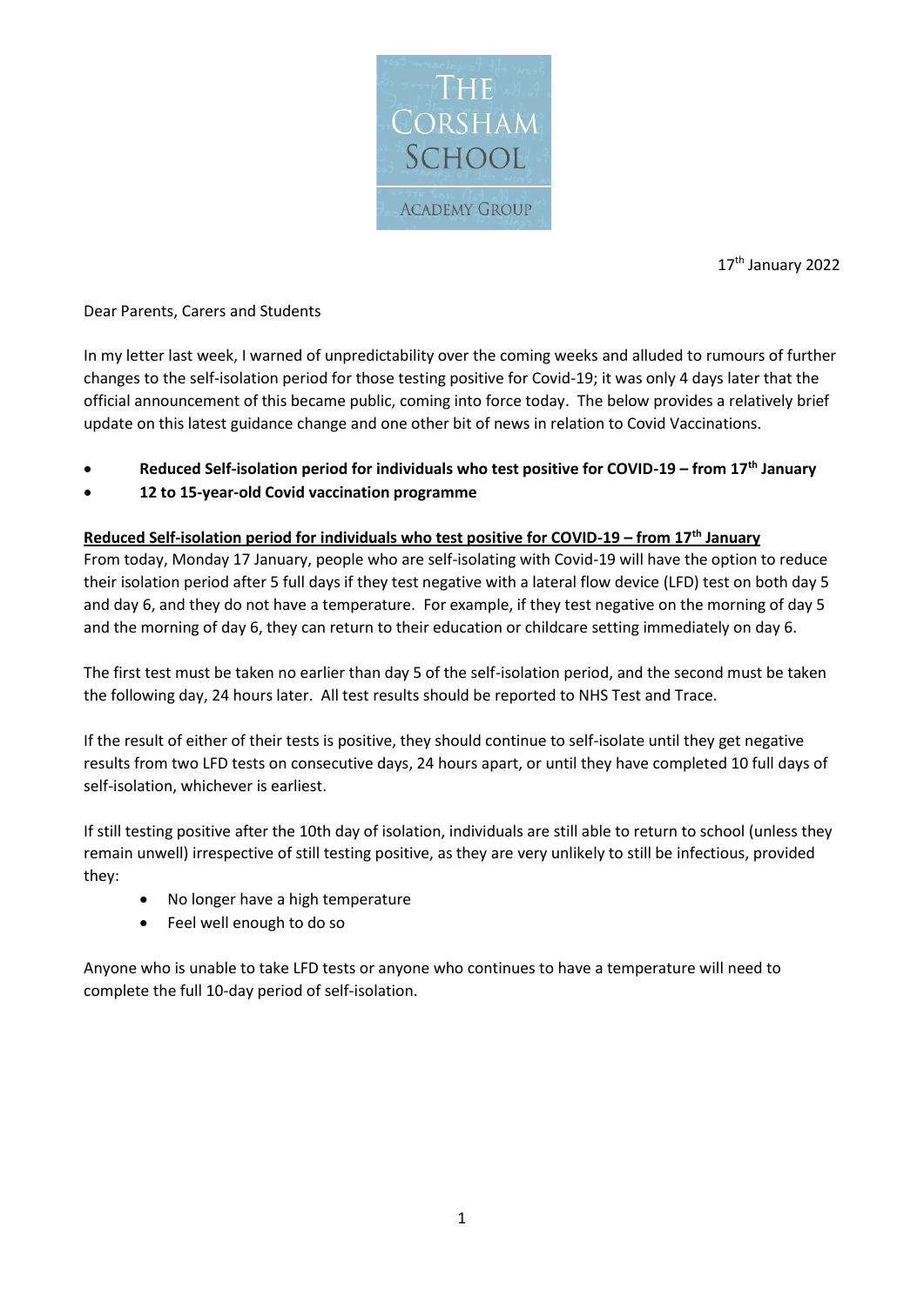# The Corsham School

Academy Group

17th January 2022

Dear Parents, Carers and Students

In my letter last week, I warned of unpredictability over the coming weeks and alluded to rumours of further changes to the self-isolation period for those testing positive for Covid-19; it was only 4 days later that the official announcement of this became public, coming into force today. The below provides a relatively brief update on this latest guidance change and one other bit of news in relation to Covid Vaccinations.

- **Reduced Self-isolation period for individuals who test positive for COVID-19 – from 17th January**
- **12 to 15-year-old Covid vaccination programme**

**Reduced Self-isolation period for individuals who test positive for COVID-19 – from 17th January**

From today, Monday 17 January, people who are self-isolating with Covid-19 will have the option to reduce their isolation period after 5 full days if they test negative with a lateral flow device (LFD) test on both day 5 and day 6, and they do not have a temperature. For example, if they test negative on the morning of day 5 and the morning of day 6, they can return to their education or childcare setting immediately on day 6.

The first test must be taken no earlier than day 5 of the self-isolation period, and the second must be taken the following day, 24 hours later. All test results should be reported to NHS Test and Trace.

If the result of either of their tests is positive, they should continue to self-isolate until they get negative results from two LFD tests on consecutive days, 24 hours apart, or until they have completed 10 full days of self-isolation, whichever is earliest.

If still testing positive after the 10th day of isolation, individuals are still able to return to school (unless they remain unwell) irrespective of still testing positive, as they are very unlikely to still be infectious, provided they:

- No longer have a high temperature
- Feel well enough to do so

Anyone who is unable to take LFD tests or anyone who continues to have a temperature will need to complete the full 10-day period of self-isolation.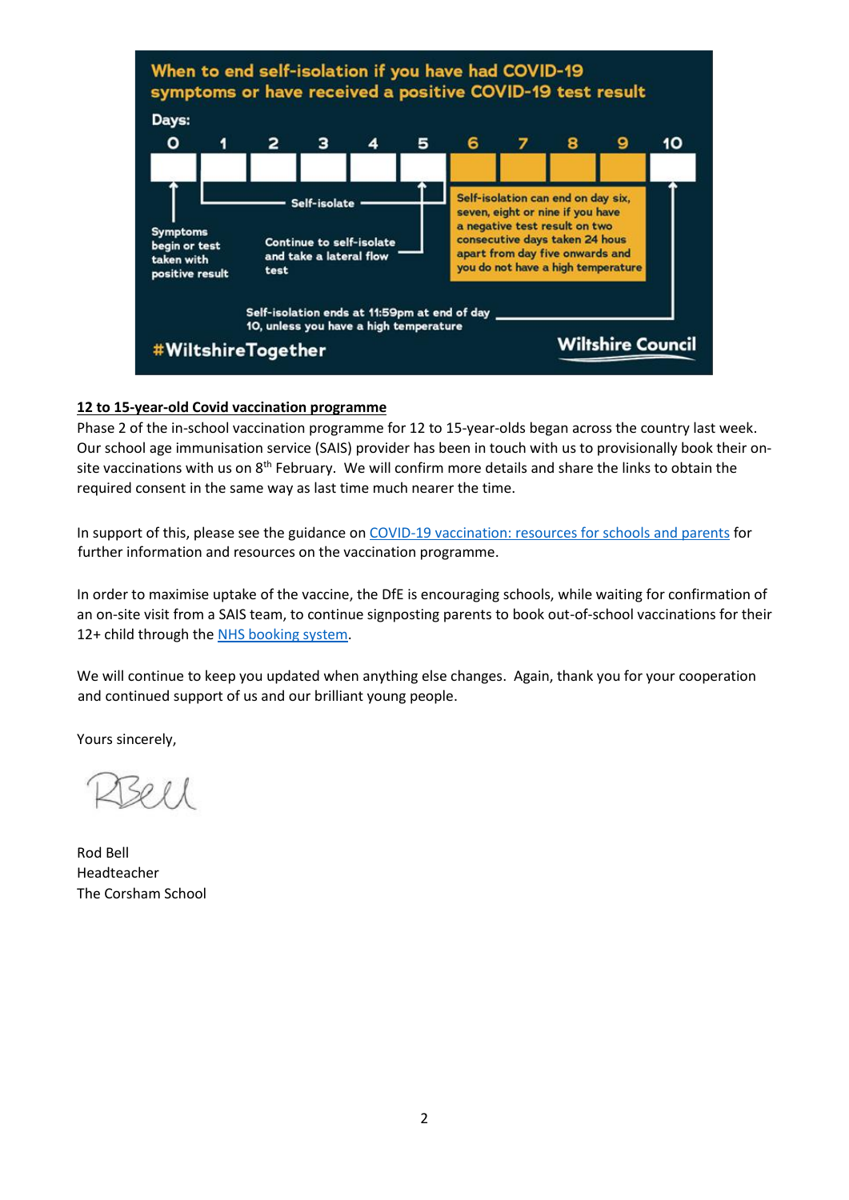When to end self-isolation if you have had COVID-19 symptoms or have received a positive COVID-19 test result

Days:

0 1 2 3 4 5 6 7 8 9 10

Self-isolate

Symptoms begin or test taken with positive result

Continue to self-isolate and take a lateral flow test

Self-isolation can end on day six, seven, eight or nine if you have a negative test result on two consecutive days taken 24 hous apart from day five onwards and you do not have a high temperature

Self-isolation ends at 11:59pm at end of day 10, unless you have a high temperature

#WiltshireTogether

Wiltshire Council

**12 to 15-year-old Covid vaccination programme**

Phase 2 of the in-school vaccination programme for 12 to 15-year-olds began across the country last week. Our school age immunisation service (SAIS) provider has been in touch with us to provisionally book their on-site vaccinations with us on 8th February. We will confirm more details and share the links to obtain the required consent in the same way as last time much nearer the time.

In support of this, please see the guidance on COVID-19 vaccination: resources for schools and parents for further information and resources on the vaccination programme.

In order to maximise uptake of the vaccine, the DfE is encouraging schools, while waiting for confirmation of an on-site visit from a SAIS team, to continue signposting parents to book out-of-school vaccinations for their 12+ child through the NHS booking system.

We will continue to keep you updated when anything else changes. Again, thank you for your cooperation and continued support of us and our brilliant young people.

Yours sincerely,

RBell

Rod Bell
Headteacher
The Corsham School